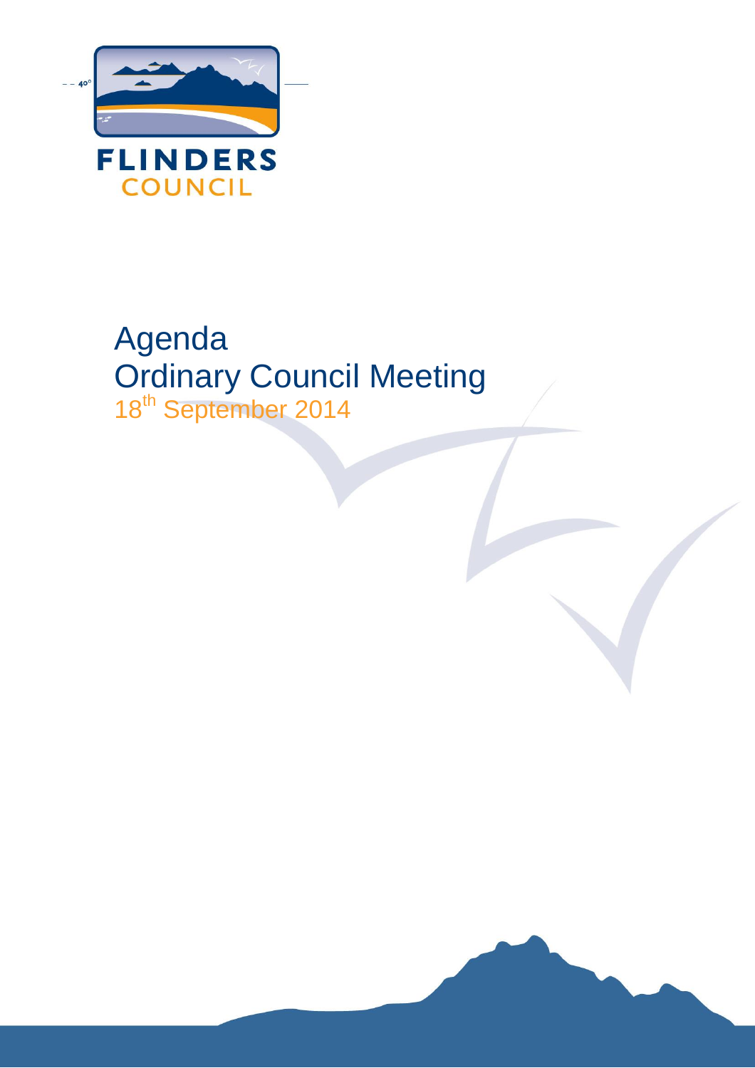FLINDERS COUNCIL

# Agenda

# Ordinary Council Meeting

18th September 2014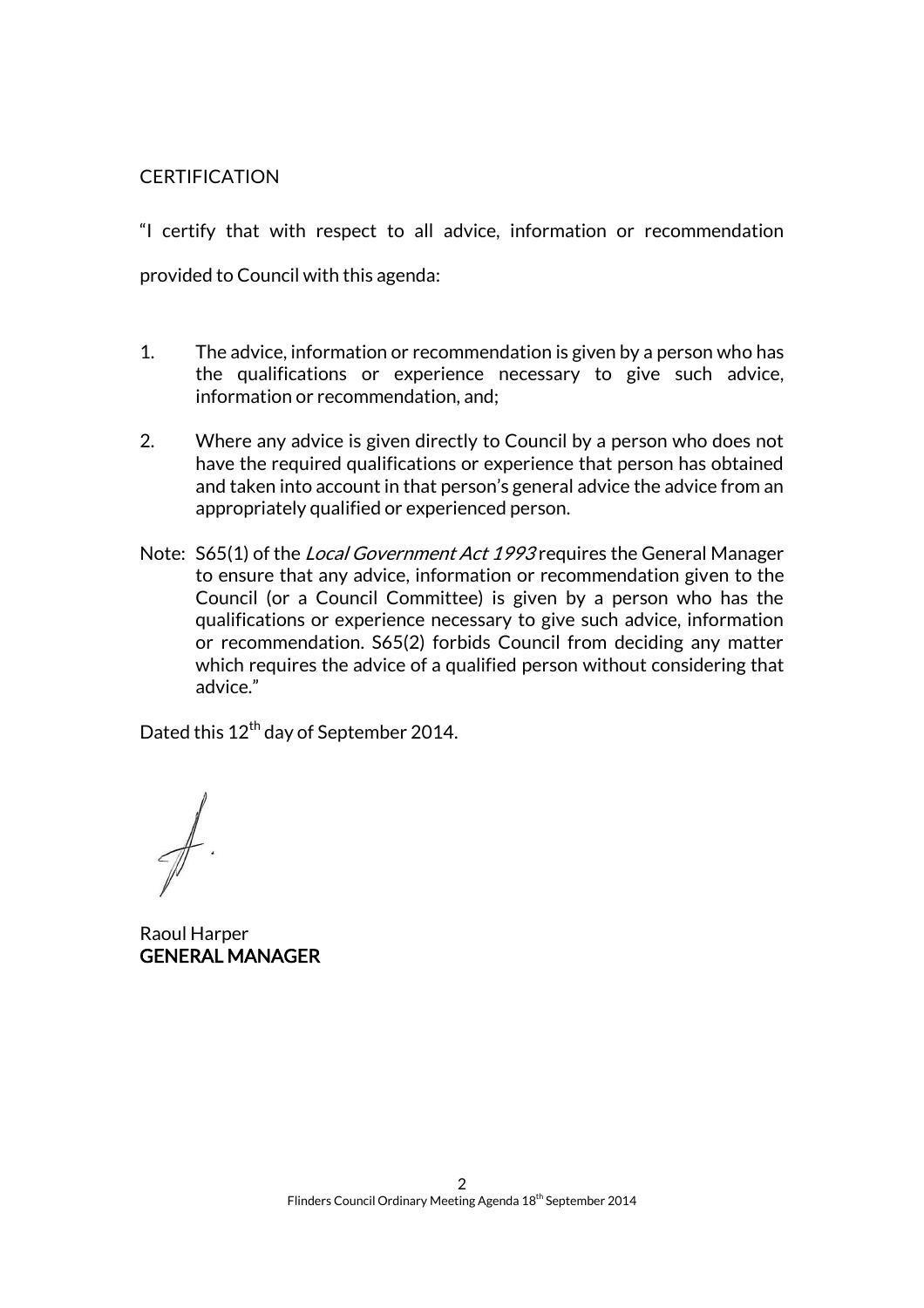CERTIFICATION

"I certify that with respect to all advice, information or recommendation provided to Council with this agenda:

1. The advice, information or recommendation is given by a person who has the qualifications or experience necessary to give such advice, information or recommendation, and;

2. Where any advice is given directly to Council by a person who does not have the required qualifications or experience that person has obtained and taken into account in that person's general advice the advice from an appropriately qualified or experienced person.

Note: S65(1) of the *Local Government Act 1993* requires the General Manager to ensure that any advice, information or recommendation given to the Council (or a Council Committee) is given by a person who has the qualifications or experience necessary to give such advice, information or recommendation. S65(2) forbids Council from deciding any matter which requires the advice of a qualified person without considering that advice."

Dated this 12th day of September 2014.

Raoul Harper
**GENERAL MANAGER**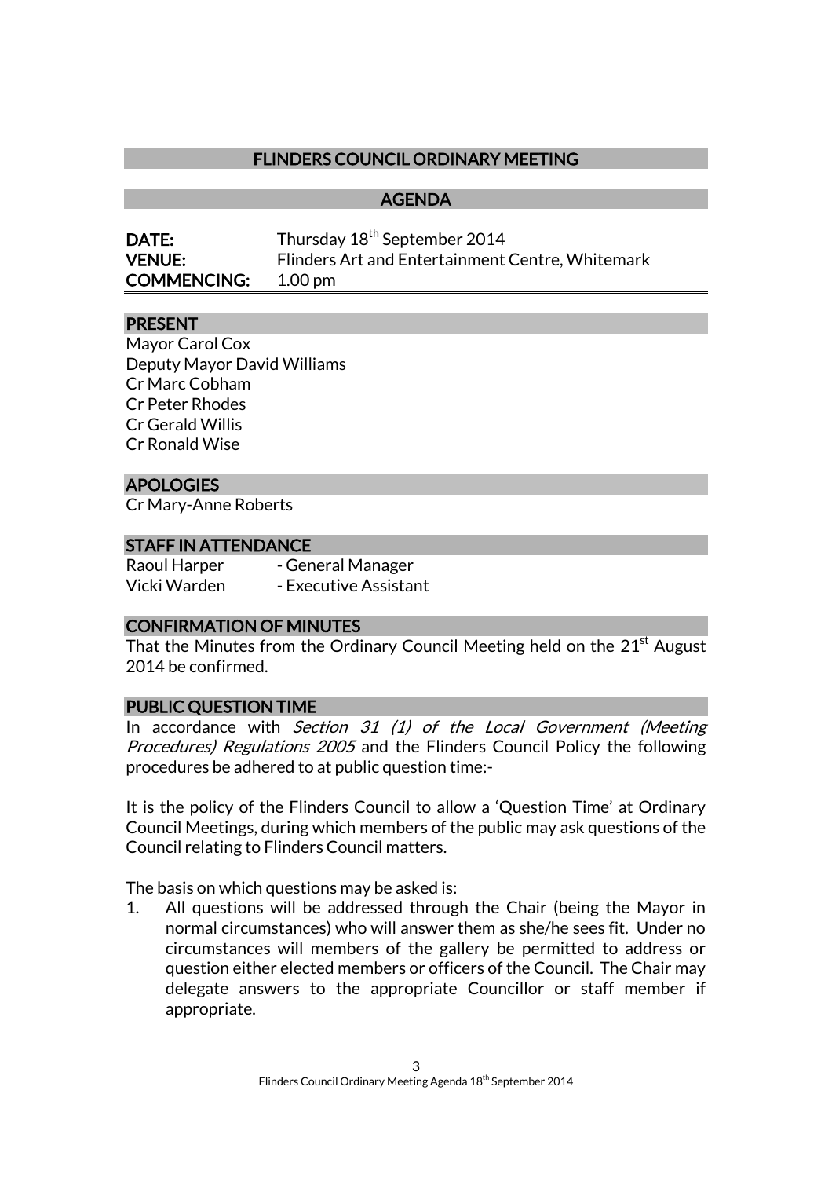# FLINDERS COUNCIL ORDINARY MEETING

## AGENDA

**DATE:** Thursday 18th September 2014
**VENUE:** Flinders Art and Entertainment Centre, Whitemark
**COMMENCING:** 1.00 pm

## PRESENT

Mayor Carol Cox
Deputy Mayor David Williams
Cr Marc Cobham
Cr Peter Rhodes
Cr Gerald Willis
Cr Ronald Wise

## APOLOGIES

Cr Mary-Anne Roberts

## STAFF IN ATTENDANCE

Raoul Harper - General Manager
Vicki Warden - Executive Assistant

## CONFIRMATION OF MINUTES

That the Minutes from the Ordinary Council Meeting held on the 21st August 2014 be confirmed.

## PUBLIC QUESTION TIME

In accordance with *Section 31 (1) of the Local Government (Meeting Procedures) Regulations 2005* and the Flinders Council Policy the following procedures be adhered to at public question time:-

It is the policy of the Flinders Council to allow a 'Question Time' at Ordinary Council Meetings, during which members of the public may ask questions of the Council relating to Flinders Council matters.

The basis on which questions may be asked is:

1. All questions will be addressed through the Chair (being the Mayor in normal circumstances) who will answer them as she/he sees fit. Under no circumstances will members of the gallery be permitted to address or question either elected members or officers of the Council. The Chair may delegate answers to the appropriate Councillor or staff member if appropriate.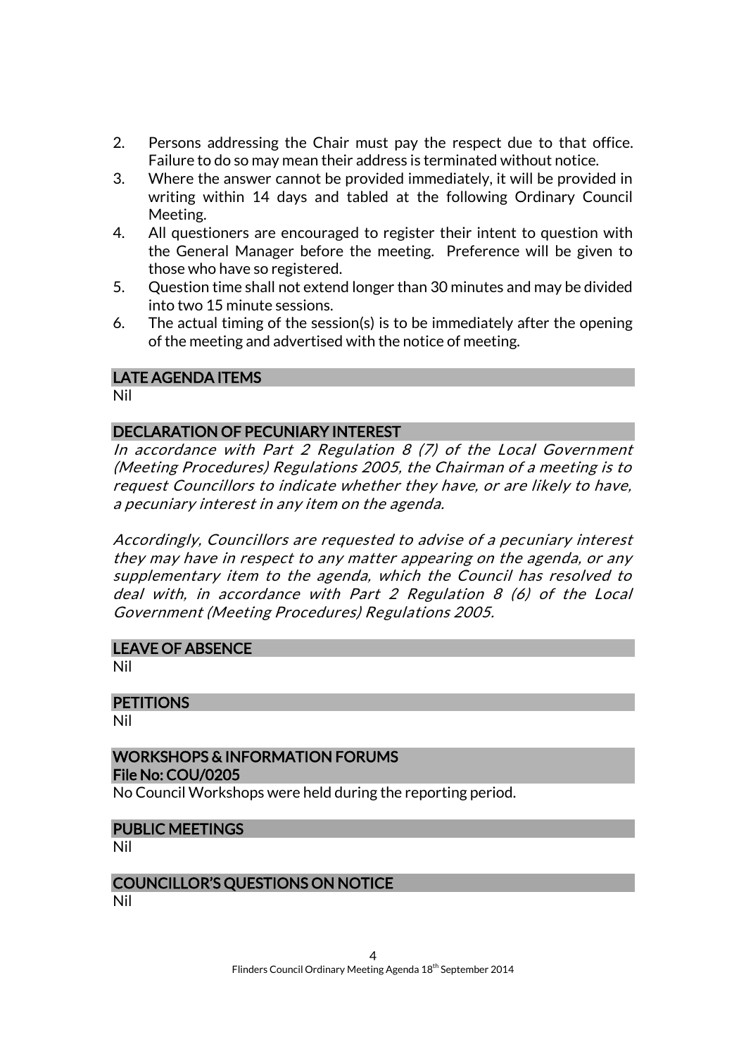2. Persons addressing the Chair must pay the respect due to that office. Failure to do so may mean their address is terminated without notice.
3. Where the answer cannot be provided immediately, it will be provided in writing within 14 days and tabled at the following Ordinary Council Meeting.
4. All questioners are encouraged to register their intent to question with the General Manager before the meeting. Preference will be given to those who have so registered.
5. Question time shall not extend longer than 30 minutes and may be divided into two 15 minute sessions.
6. The actual timing of the session(s) is to be immediately after the opening of the meeting and advertised with the notice of meeting.

## LATE AGENDA ITEMS

Nil

## DECLARATION OF PECUNIARY INTEREST

*In accordance with Part 2 Regulation 8 (7) of the Local Government (Meeting Procedures) Regulations 2005, the Chairman of a meeting is to request Councillors to indicate whether they have, or are likely to have, a pecuniary interest in any item on the agenda.*

*Accordingly, Councillors are requested to advise of a pecuniary interest they may have in respect to any matter appearing on the agenda, or any supplementary item to the agenda, which the Council has resolved to deal with, in accordance with Part 2 Regulation 8 (6) of the Local Government (Meeting Procedures) Regulations 2005.*

## LEAVE OF ABSENCE

Nil

## PETITIONS

Nil

## WORKSHOPS & INFORMATION FORUMS

**File No: COU/0205**

No Council Workshops were held during the reporting period.

## PUBLIC MEETINGS

Nil

## COUNCILLOR'S QUESTIONS ON NOTICE

Nil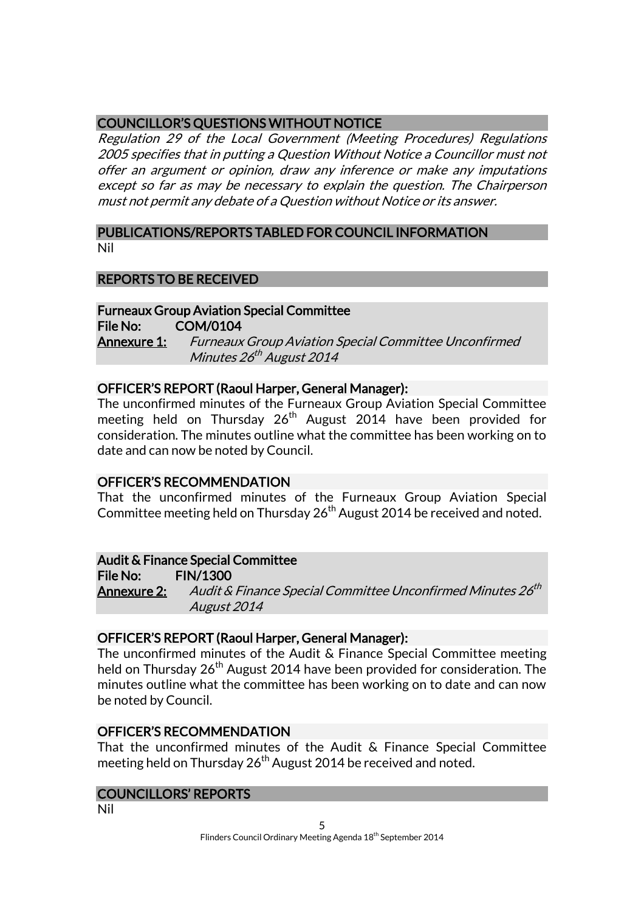## COUNCILLOR'S QUESTIONS WITHOUT NOTICE

*Regulation 29 of the Local Government (Meeting Procedures) Regulations 2005 specifies that in putting a Question Without Notice a Councillor must not offer an argument or opinion, draw any inference or make any imputations except so far as may be necessary to explain the question. The Chairperson must not permit any debate of a Question without Notice or its answer.*

## PUBLICATIONS/REPORTS TABLED FOR COUNCIL INFORMATION

Nil

## REPORTS TO BE RECEIVED

### Furneaux Group Aviation Special Committee

**File No:** COM/0104

**Annexure 1:** *Furneaux Group Aviation Special Committee Unconfirmed Minutes 26th August 2014*

#### OFFICER'S REPORT (Raoul Harper, General Manager):

The unconfirmed minutes of the Furneaux Group Aviation Special Committee meeting held on Thursday 26th August 2014 have been provided for consideration. The minutes outline what the committee has been working on to date and can now be noted by Council.

#### OFFICER'S RECOMMENDATION

That the unconfirmed minutes of the Furneaux Group Aviation Special Committee meeting held on Thursday 26th August 2014 be received and noted.

### Audit & Finance Special Committee

**File No:** FIN/1300

**Annexure 2:** *Audit & Finance Special Committee Unconfirmed Minutes 26th August 2014*

#### OFFICER'S REPORT (Raoul Harper, General Manager):

The unconfirmed minutes of the Audit & Finance Special Committee meeting held on Thursday 26th August 2014 have been provided for consideration. The minutes outline what the committee has been working on to date and can now be noted by Council.

#### OFFICER'S RECOMMENDATION

That the unconfirmed minutes of the Audit & Finance Special Committee meeting held on Thursday 26th August 2014 be received and noted.

## COUNCILLORS' REPORTS

Nil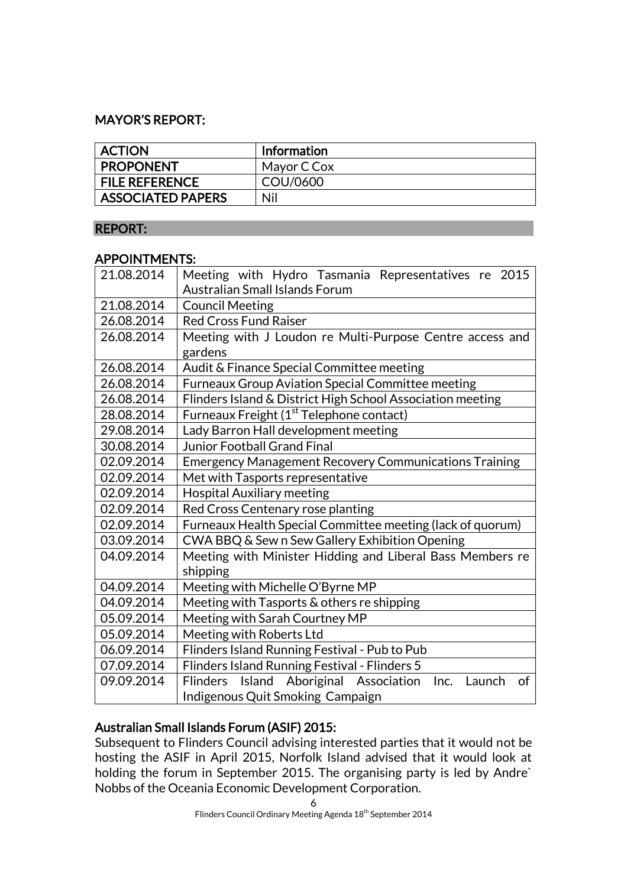## MAYOR'S REPORT:

| ACTION | Information |
|---|---|
| PROPONENT | Mayor C Cox |
| FILE REFERENCE | COU/0600 |
| ASSOCIATED PAPERS | Nil |

## REPORT:

### APPOINTMENTS:

| | |
|---|---|
| 21.08.2014 | Meeting with Hydro Tasmania Representatives re 2015 Australian Small Islands Forum |
| 21.08.2014 | Council Meeting |
| 26.08.2014 | Red Cross Fund Raiser |
| 26.08.2014 | Meeting with J Loudon re Multi-Purpose Centre access and gardens |
| 26.08.2014 | Audit & Finance Special Committee meeting |
| 26.08.2014 | Furneaux Group Aviation Special Committee meeting |
| 26.08.2014 | Flinders Island & District High School Association meeting |
| 28.08.2014 | Furneaux Freight (1st Telephone contact) |
| 29.08.2014 | Lady Barron Hall development meeting |
| 30.08.2014 | Junior Football Grand Final |
| 02.09.2014 | Emergency Management Recovery Communications Training |
| 02.09.2014 | Met with Tasports representative |
| 02.09.2014 | Hospital Auxiliary meeting |
| 02.09.2014 | Red Cross Centenary rose planting |
| 02.09.2014 | Furneaux Health Special Committee meeting (lack of quorum) |
| 03.09.2014 | CWA BBQ & Sew n Sew Gallery Exhibition Opening |
| 04.09.2014 | Meeting with Minister Hidding and Liberal Bass Members re shipping |
| 04.09.2014 | Meeting with Michelle O'Byrne MP |
| 04.09.2014 | Meeting with Tasports & others re shipping |
| 05.09.2014 | Meeting with Sarah Courtney MP |
| 05.09.2014 | Meeting with Roberts Ltd |
| 06.09.2014 | Flinders Island Running Festival - Pub to Pub |
| 07.09.2014 | Flinders Island Running Festival - Flinders 5 |
| 09.09.2014 | Flinders Island Aboriginal Association Inc. Launch of Indigenous Quit Smoking Campaign |

### Australian Small Islands Forum (ASIF) 2015:

Subsequent to Flinders Council advising interested parties that it would not be hosting the ASIF in April 2015, Norfolk Island advised that it would look at holding the forum in September 2015. The organising party is led by Andre` Nobbs of the Oceania Economic Development Corporation.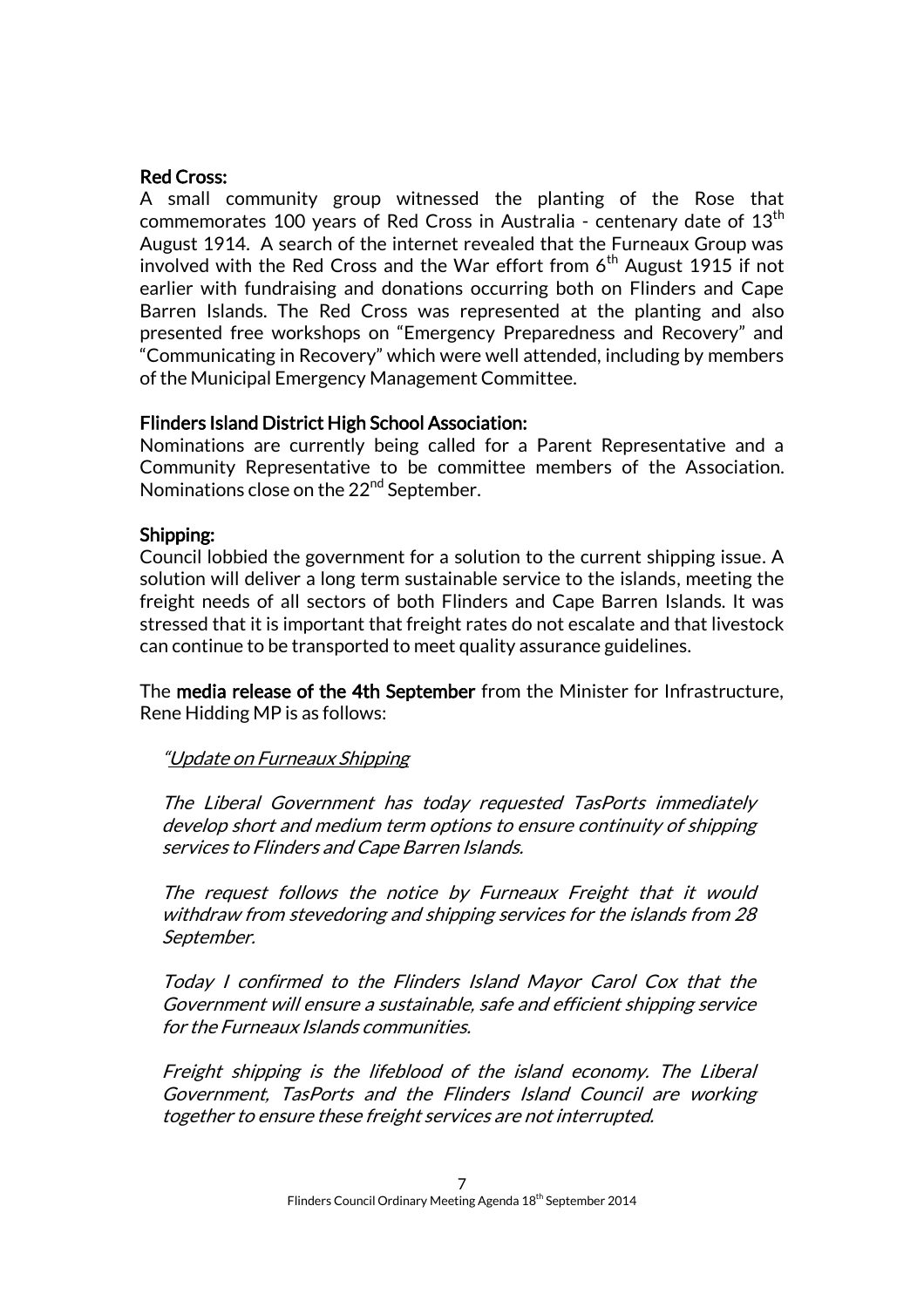**Red Cross:**

A small community group witnessed the planting of the Rose that commemorates 100 years of Red Cross in Australia - centenary date of 13th August 1914. A search of the internet revealed that the Furneaux Group was involved with the Red Cross and the War effort from 6th August 1915 if not earlier with fundraising and donations occurring both on Flinders and Cape Barren Islands. The Red Cross was represented at the planting and also presented free workshops on "Emergency Preparedness and Recovery" and "Communicating in Recovery" which were well attended, including by members of the Municipal Emergency Management Committee.

**Flinders Island District High School Association:**

Nominations are currently being called for a Parent Representative and a Community Representative to be committee members of the Association. Nominations close on the 22nd September.

**Shipping:**

Council lobbied the government for a solution to the current shipping issue. A solution will deliver a long term sustainable service to the islands, meeting the freight needs of all sectors of both Flinders and Cape Barren Islands. It was stressed that it is important that freight rates do not escalate and that livestock can continue to be transported to meet quality assurance guidelines.

The **media release of the 4th September** from the Minister for Infrastructure, Rene Hidding MP is as follows:

> *"Update on Furneaux Shipping*
>
> *The Liberal Government has today requested TasPorts immediately develop short and medium term options to ensure continuity of shipping services to Flinders and Cape Barren Islands.*
>
> *The request follows the notice by Furneaux Freight that it would withdraw from stevedoring and shipping services for the islands from 28 September.*
>
> *Today I confirmed to the Flinders Island Mayor Carol Cox that the Government will ensure a sustainable, safe and efficient shipping service for the Furneaux Islands communities.*
>
> *Freight shipping is the lifeblood of the island economy. The Liberal Government, TasPorts and the Flinders Island Council are working together to ensure these freight services are not interrupted.*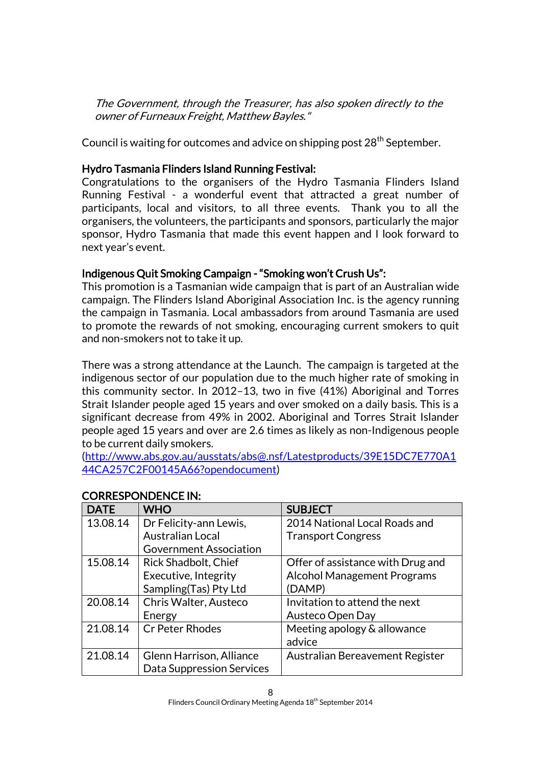*The Government, through the Treasurer, has also spoken directly to the owner of Furneaux Freight, Matthew Bayles."*

Council is waiting for outcomes and advice on shipping post 28th September.

**Hydro Tasmania Flinders Island Running Festival:**

Congratulations to the organisers of the Hydro Tasmania Flinders Island Running Festival - a wonderful event that attracted a great number of participants, local and visitors, to all three events. Thank you to all the organisers, the volunteers, the participants and sponsors, particularly the major sponsor, Hydro Tasmania that made this event happen and I look forward to next year's event.

**Indigenous Quit Smoking Campaign - "Smoking won't Crush Us":**

This promotion is a Tasmanian wide campaign that is part of an Australian wide campaign. The Flinders Island Aboriginal Association Inc. is the agency running the campaign in Tasmania. Local ambassadors from around Tasmania are used to promote the rewards of not smoking, encouraging current smokers to quit and non-smokers not to take it up.

There was a strong attendance at the Launch. The campaign is targeted at the indigenous sector of our population due to the much higher rate of smoking in this community sector. In 2012–13, two in five (41%) Aboriginal and Torres Strait Islander people aged 15 years and over smoked on a daily basis. This is a significant decrease from 49% in 2002. Aboriginal and Torres Strait Islander people aged 15 years and over are 2.6 times as likely as non-Indigenous people to be current daily smokers.
(http://www.abs.gov.au/ausstats/abs@.nsf/Latestproducts/39E15DC7E770A144CA257C2F00145A66?opendocument)

**CORRESPONDENCE IN:**

| DATE | WHO | SUBJECT |
|---|---|---|
| 13.08.14 | Dr Felicity-ann Lewis, Australian Local Government Association | 2014 National Local Roads and Transport Congress |
| 15.08.14 | Rick Shadbolt, Chief Executive, Integrity Sampling(Tas) Pty Ltd | Offer of assistance with Drug and Alcohol Management Programs (DAMP) |
| 20.08.14 | Chris Walter, Austeco Energy | Invitation to attend the next Austeco Open Day |
| 21.08.14 | Cr Peter Rhodes | Meeting apology & allowance advice |
| 21.08.14 | Glenn Harrison, Alliance Data Suppression Services | Australian Bereavement Register |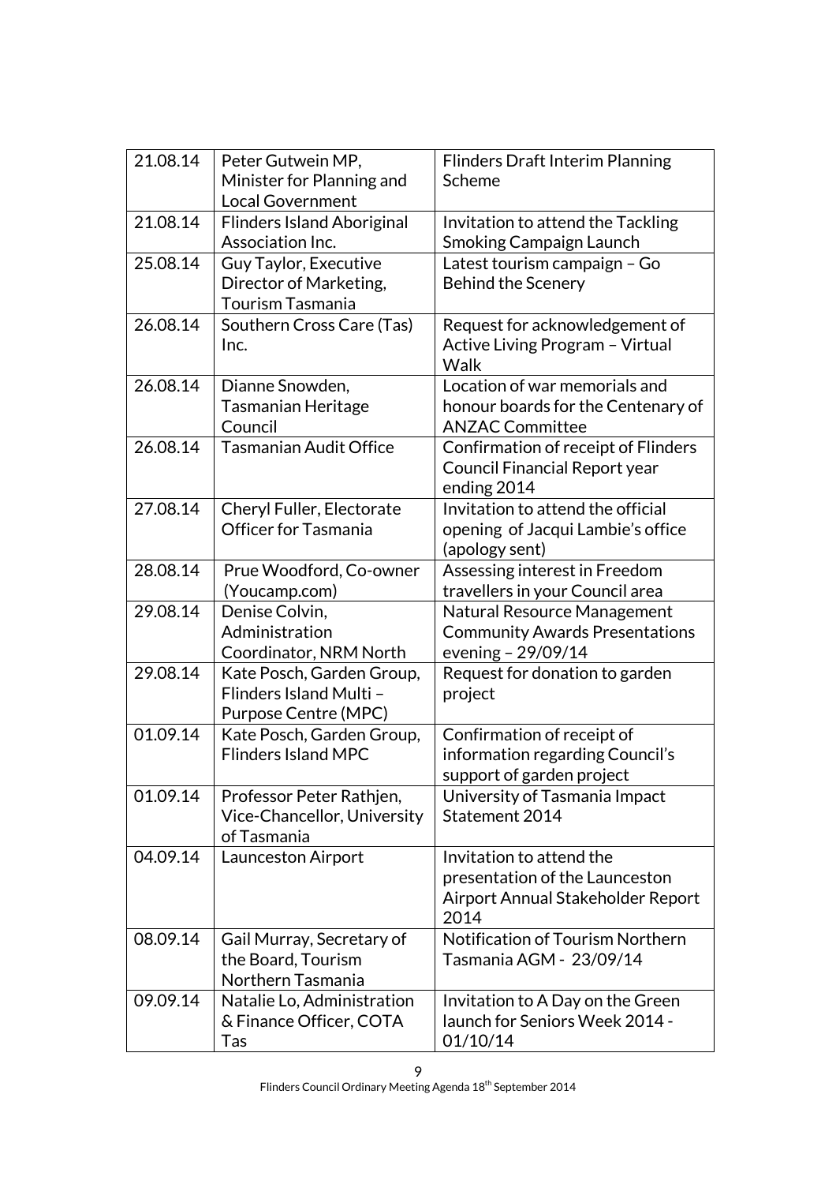| 21.08.14 | Peter Gutwein MP, Minister for Planning and Local Government | Flinders Draft Interim Planning Scheme |
|---|---|---|
| 21.08.14 | Flinders Island Aboriginal Association Inc. | Invitation to attend the Tackling Smoking Campaign Launch |
| 25.08.14 | Guy Taylor, Executive Director of Marketing, Tourism Tasmania | Latest tourism campaign – Go Behind the Scenery |
| 26.08.14 | Southern Cross Care (Tas) Inc. | Request for acknowledgement of Active Living Program – Virtual Walk |
| 26.08.14 | Dianne Snowden, Tasmanian Heritage Council | Location of war memorials and honour boards for the Centenary of ANZAC Committee |
| 26.08.14 | Tasmanian Audit Office | Confirmation of receipt of Flinders Council Financial Report year ending 2014 |
| 27.08.14 | Cheryl Fuller, Electorate Officer for Tasmania | Invitation to attend the official opening of Jacqui Lambie's office (apology sent) |
| 28.08.14 | Prue Woodford, Co-owner (Youcamp.com) | Assessing interest in Freedom travellers in your Council area |
| 29.08.14 | Denise Colvin, Administration Coordinator, NRM North | Natural Resource Management Community Awards Presentations evening – 29/09/14 |
| 29.08.14 | Kate Posch, Garden Group, Flinders Island Multi – Purpose Centre (MPC) | Request for donation to garden project |
| 01.09.14 | Kate Posch, Garden Group, Flinders Island MPC | Confirmation of receipt of information regarding Council's support of garden project |
| 01.09.14 | Professor Peter Rathjen, Vice-Chancellor, University of Tasmania | University of Tasmania Impact Statement 2014 |
| 04.09.14 | Launceston Airport | Invitation to attend the presentation of the Launceston Airport Annual Stakeholder Report 2014 |
| 08.09.14 | Gail Murray, Secretary of the Board, Tourism Northern Tasmania | Notification of Tourism Northern Tasmania AGM - 23/09/14 |
| 09.09.14 | Natalie Lo, Administration & Finance Officer, COTA Tas | Invitation to A Day on the Green launch for Seniors Week 2014 - 01/10/14 |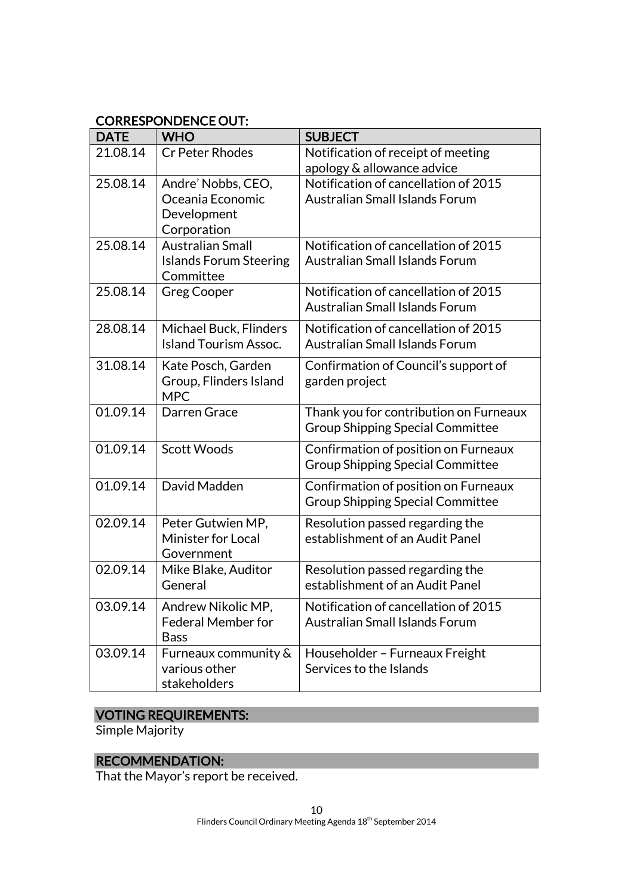## CORRESPONDENCE OUT:

| DATE | WHO | SUBJECT |
|---|---|---|
| 21.08.14 | Cr Peter Rhodes | Notification of receipt of meeting apology & allowance advice |
| 25.08.14 | Andre' Nobbs, CEO, Oceania Economic Development Corporation | Notification of cancellation of 2015 Australian Small Islands Forum |
| 25.08.14 | Australian Small Islands Forum Steering Committee | Notification of cancellation of 2015 Australian Small Islands Forum |
| 25.08.14 | Greg Cooper | Notification of cancellation of 2015 Australian Small Islands Forum |
| 28.08.14 | Michael Buck, Flinders Island Tourism Assoc. | Notification of cancellation of 2015 Australian Small Islands Forum |
| 31.08.14 | Kate Posch, Garden Group, Flinders Island MPC | Confirmation of Council's support of garden project |
| 01.09.14 | Darren Grace | Thank you for contribution on Furneaux Group Shipping Special Committee |
| 01.09.14 | Scott Woods | Confirmation of position on Furneaux Group Shipping Special Committee |
| 01.09.14 | David Madden | Confirmation of position on Furneaux Group Shipping Special Committee |
| 02.09.14 | Peter Gutwien MP, Minister for Local Government | Resolution passed regarding the establishment of an Audit Panel |
| 02.09.14 | Mike Blake, Auditor General | Resolution passed regarding the establishment of an Audit Panel |
| 03.09.14 | Andrew Nikolic MP, Federal Member for Bass | Notification of cancellation of 2015 Australian Small Islands Forum |
| 03.09.14 | Furneaux community & various other stakeholders | Householder – Furneaux Freight Services to the Islands |

## VOTING REQUIREMENTS:

Simple Majority

## RECOMMENDATION:

That the Mayor's report be received.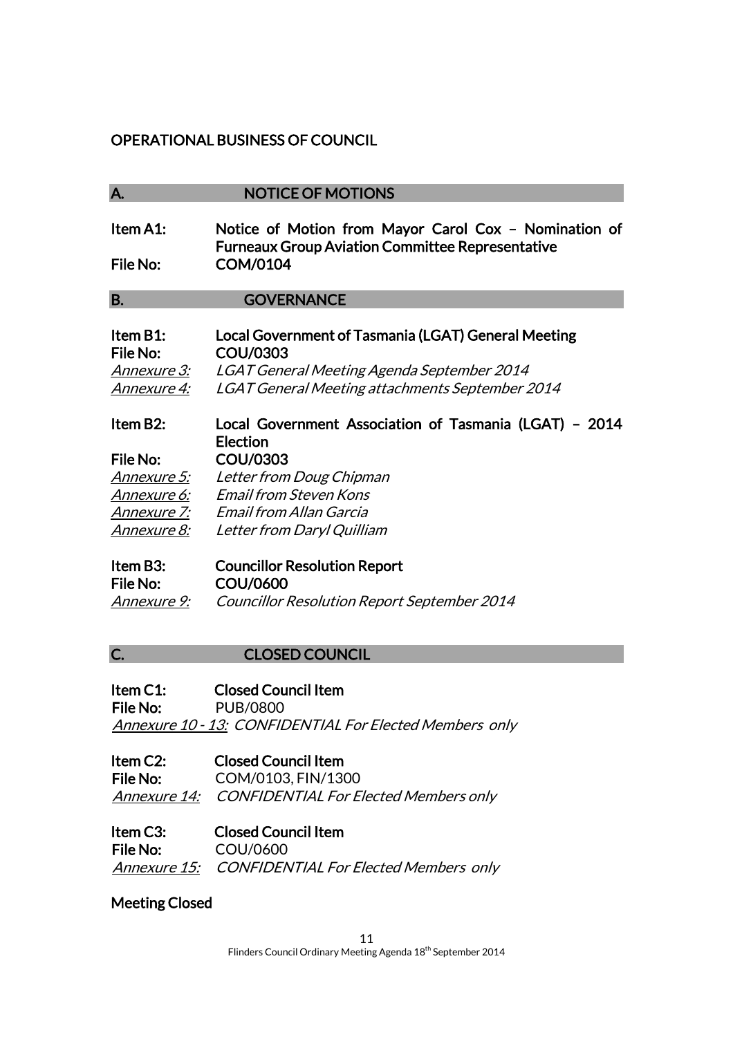## OPERATIONAL BUSINESS OF COUNCIL

### A. NOTICE OF MOTIONS

**Item A1:** **Notice of Motion from Mayor Carol Cox – Nomination of Furneaux Group Aviation Committee Representative**
**File No:** **COM/0104**

### B. GOVERNANCE

**Item B1:** **Local Government of Tasmania (LGAT) General Meeting**
**File No:** **COU/0303**
*Annexure 3:* *LGAT General Meeting Agenda September 2014*
*Annexure 4:* *LGAT General Meeting attachments September 2014*

**Item B2:** **Local Government Association of Tasmania (LGAT) – 2014 Election**
**File No:** **COU/0303**
*Annexure 5:* *Letter from Doug Chipman*
*Annexure 6:* *Email from Steven Kons*
*Annexure 7:* *Email from Allan Garcia*
*Annexure 8:* *Letter from Daryl Quilliam*

**Item B3:** **Councillor Resolution Report**
**File No:** **COU/0600**
*Annexure 9:* *Councillor Resolution Report September 2014*

### C. CLOSED COUNCIL

**Item C1:** **Closed Council Item**
**File No:** PUB/0800
*Annexure 10 - 13:* *CONFIDENTIAL For Elected Members only*

**Item C2:** **Closed Council Item**
**File No:** COM/0103, FIN/1300
*Annexure 14:* *CONFIDENTIAL For Elected Members only*

**Item C3:** **Closed Council Item**
**File No:** COU/0600
*Annexure 15:* *CONFIDENTIAL For Elected Members only*

**Meeting Closed**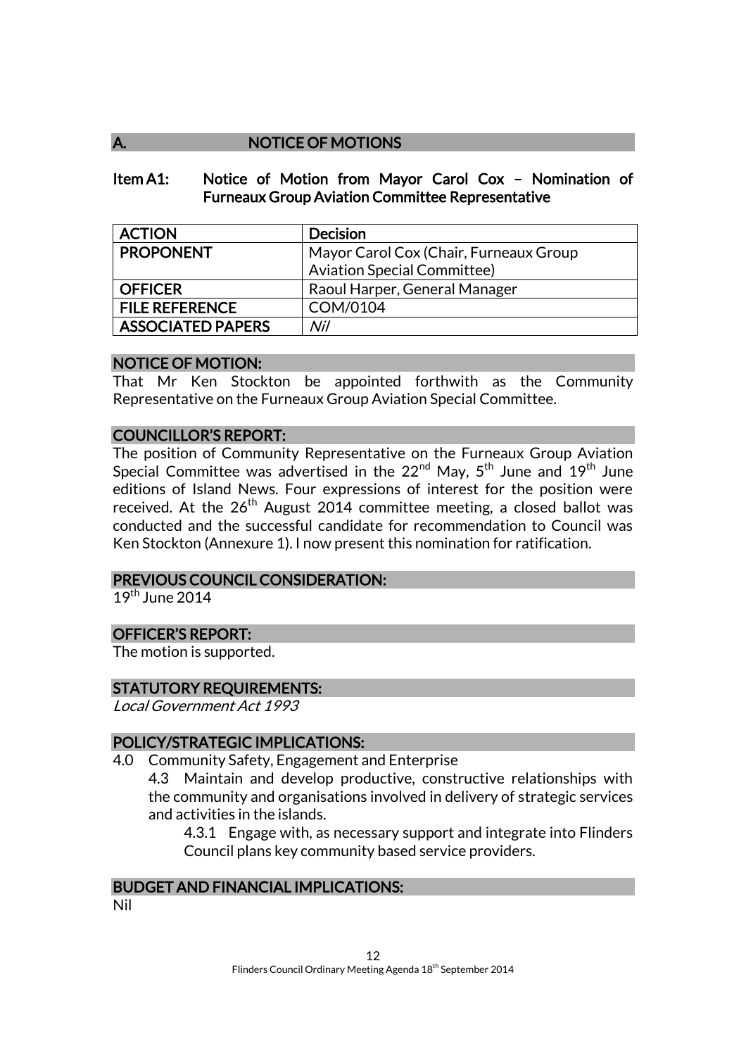## A. NOTICE OF MOTIONS

### Item A1: Notice of Motion from Mayor Carol Cox – Nomination of Furneaux Group Aviation Committee Representative

| ACTION | Decision |
|---|---|
| PROPONENT | Mayor Carol Cox (Chair, Furneaux Group Aviation Special Committee) |
| OFFICER | Raoul Harper, General Manager |
| FILE REFERENCE | COM/0104 |
| ASSOCIATED PAPERS | *Nil* |

**NOTICE OF MOTION:**

That Mr Ken Stockton be appointed forthwith as the Community Representative on the Furneaux Group Aviation Special Committee.

**COUNCILLOR'S REPORT:**

The position of Community Representative on the Furneaux Group Aviation Special Committee was advertised in the 22nd May, 5th June and 19th June editions of Island News. Four expressions of interest for the position were received. At the 26th August 2014 committee meeting, a closed ballot was conducted and the successful candidate for recommendation to Council was Ken Stockton (Annexure 1). I now present this nomination for ratification.

**PREVIOUS COUNCIL CONSIDERATION:**

19th June 2014

**OFFICER'S REPORT:**

The motion is supported.

**STATUTORY REQUIREMENTS:**

*Local Government Act 1993*

**POLICY/STRATEGIC IMPLICATIONS:**

4.0 Community Safety, Engagement and Enterprise

4.3 Maintain and develop productive, constructive relationships with the community and organisations involved in delivery of strategic services and activities in the islands.

4.3.1 Engage with, as necessary support and integrate into Flinders Council plans key community based service providers.

**BUDGET AND FINANCIAL IMPLICATIONS:**

Nil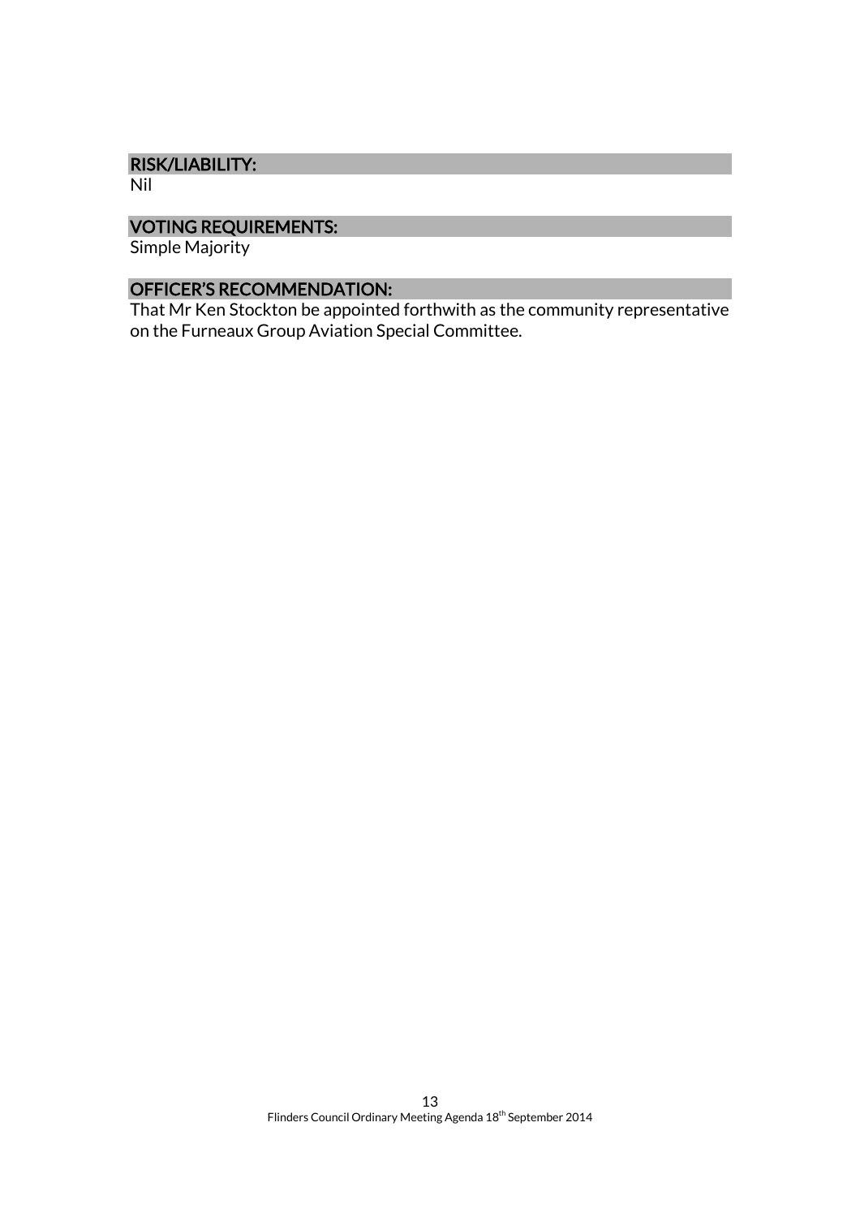## RISK/LIABILITY:

Nil

## VOTING REQUIREMENTS:

Simple Majority

## OFFICER'S RECOMMENDATION:

That Mr Ken Stockton be appointed forthwith as the community representative on the Furneaux Group Aviation Special Committee.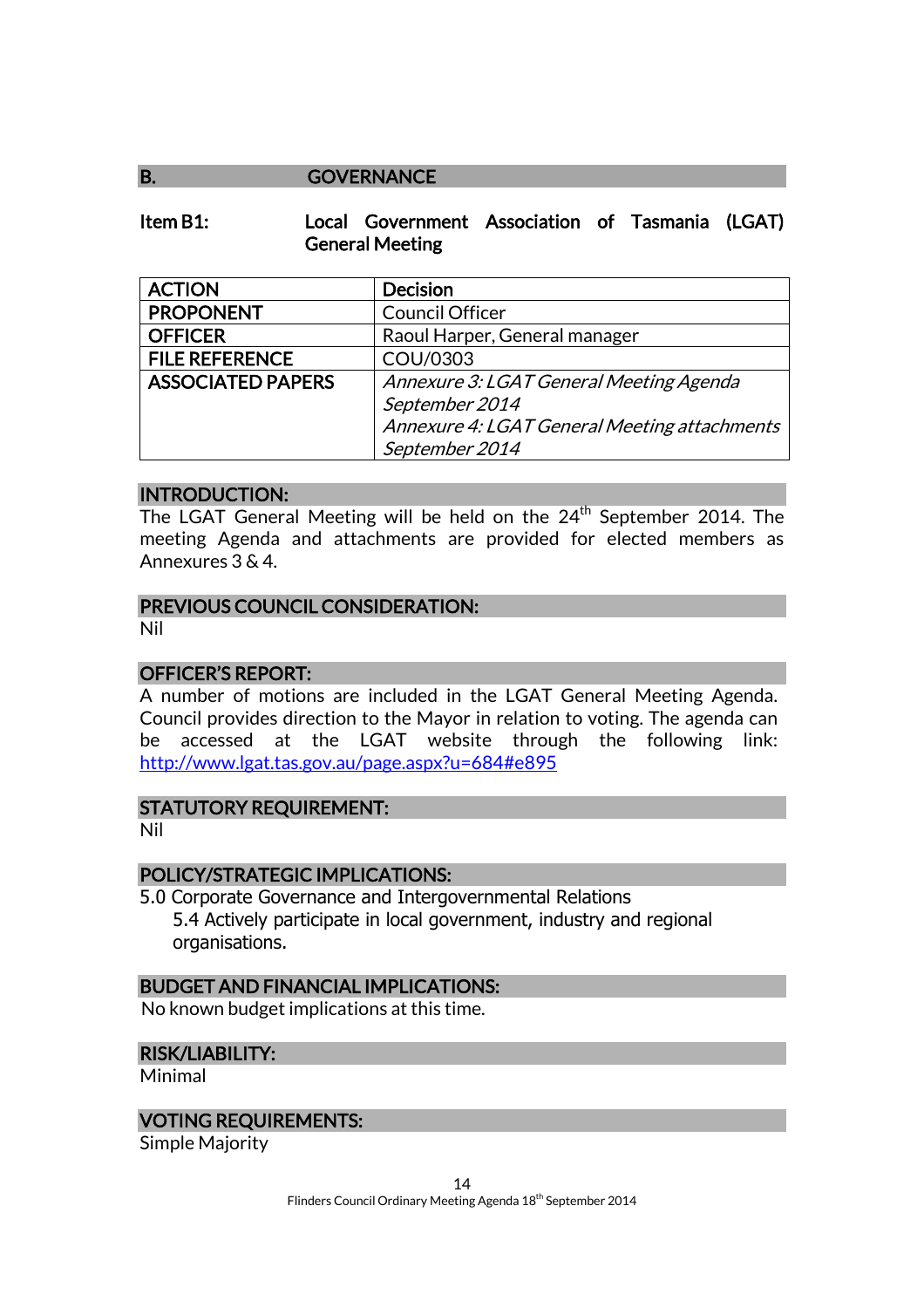## B. GOVERNANCE

### Item B1: Local Government Association of Tasmania (LGAT) General Meeting

| ACTION | Decision |
|---|---|
| PROPONENT | Council Officer |
| OFFICER | Raoul Harper, General manager |
| FILE REFERENCE | COU/0303 |
| ASSOCIATED PAPERS | *Annexure 3: LGAT General Meeting Agenda September 2014*<br>*Annexure 4: LGAT General Meeting attachments September 2014* |

**INTRODUCTION:**

The LGAT General Meeting will be held on the 24th September 2014. The meeting Agenda and attachments are provided for elected members as Annexures 3 & 4.

**PREVIOUS COUNCIL CONSIDERATION:**

Nil

**OFFICER'S REPORT:**

A number of motions are included in the LGAT General Meeting Agenda. Council provides direction to the Mayor in relation to voting. The agenda can be accessed at the LGAT website through the following link: http://www.lgat.tas.gov.au/page.aspx?u=684#e895

**STATUTORY REQUIREMENT:**

Nil

**POLICY/STRATEGIC IMPLICATIONS:**

5.0 Corporate Governance and Intergovernmental Relations

- 5.4 Actively participate in local government, industry and regional organisations.

**BUDGET AND FINANCIAL IMPLICATIONS:**

No known budget implications at this time.

**RISK/LIABILITY:**

Minimal

**VOTING REQUIREMENTS:**

Simple Majority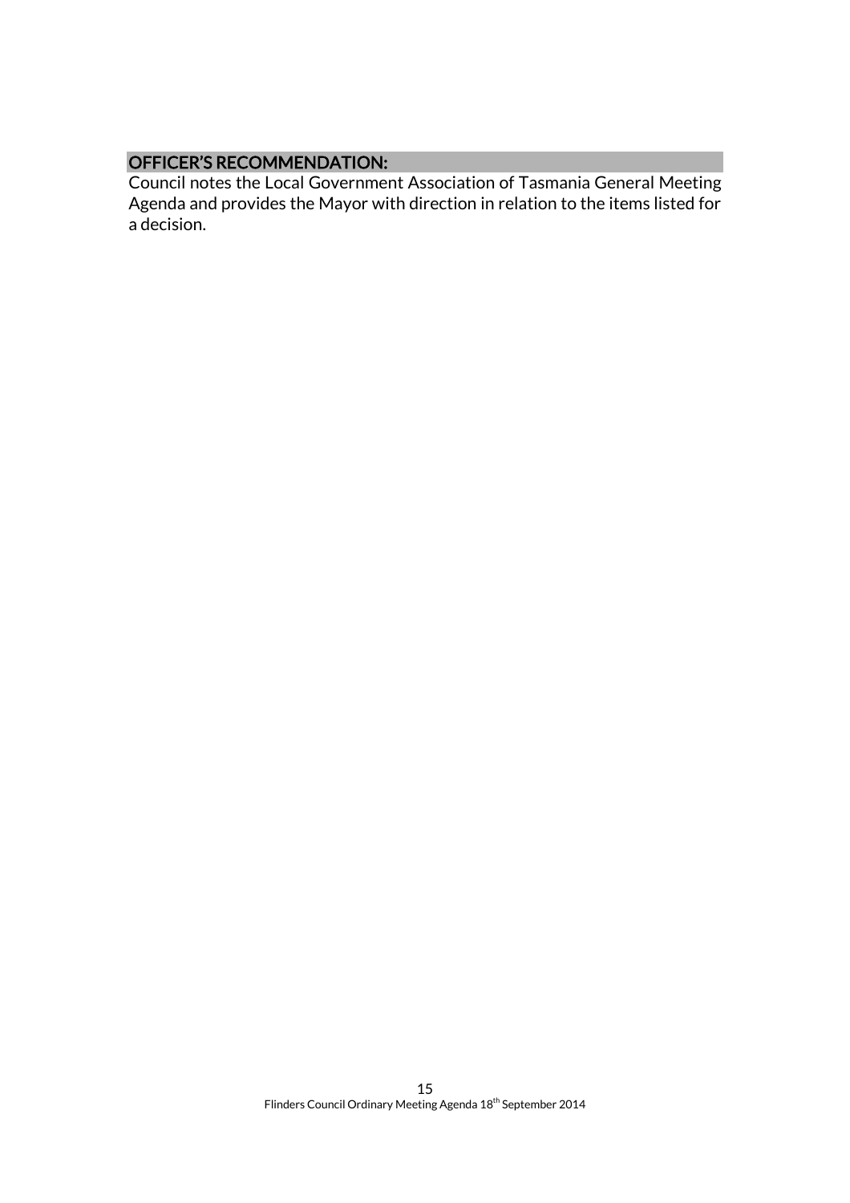**OFFICER'S RECOMMENDATION:**

Council notes the Local Government Association of Tasmania General Meeting Agenda and provides the Mayor with direction in relation to the items listed for a decision.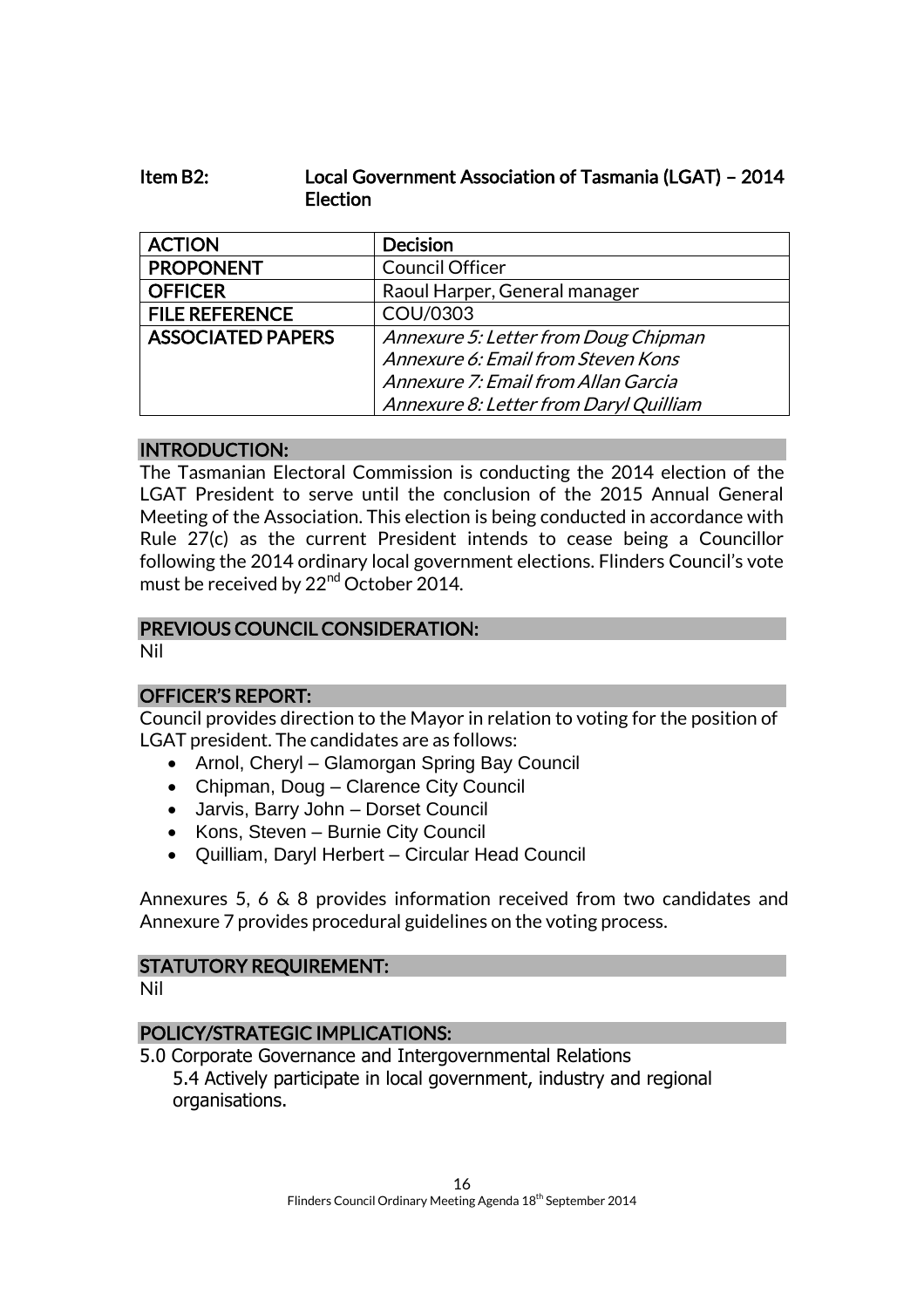## Item B2: Local Government Association of Tasmania (LGAT) – 2014 Election

| ACTION | Decision |
| --- | --- |
| PROPONENT | Council Officer |
| OFFICER | Raoul Harper, General manager |
| FILE REFERENCE | COU/0303 |
| ASSOCIATED PAPERS | *Annexure 5: Letter from Doug Chipman*<br>*Annexure 6: Email from Steven Kons*<br>*Annexure 7: Email from Allan Garcia*<br>*Annexure 8: Letter from Daryl Quilliam* |

### INTRODUCTION:

The Tasmanian Electoral Commission is conducting the 2014 election of the LGAT President to serve until the conclusion of the 2015 Annual General Meeting of the Association. This election is being conducted in accordance with Rule 27(c) as the current President intends to cease being a Councillor following the 2014 ordinary local government elections. Flinders Council's vote must be received by 22nd October 2014.

### PREVIOUS COUNCIL CONSIDERATION:

Nil

### OFFICER'S REPORT:

Council provides direction to the Mayor in relation to voting for the position of LGAT president. The candidates are as follows:

- Arnol, Cheryl – Glamorgan Spring Bay Council
- Chipman, Doug – Clarence City Council
- Jarvis, Barry John – Dorset Council
- Kons, Steven – Burnie City Council
- Quilliam, Daryl Herbert – Circular Head Council

Annexures 5, 6 & 8 provides information received from two candidates and Annexure 7 provides procedural guidelines on the voting process.

### STATUTORY REQUIREMENT:

Nil

### POLICY/STRATEGIC IMPLICATIONS:

5.0 Corporate Governance and Intergovernmental Relations

5.4 Actively participate in local government, industry and regional organisations.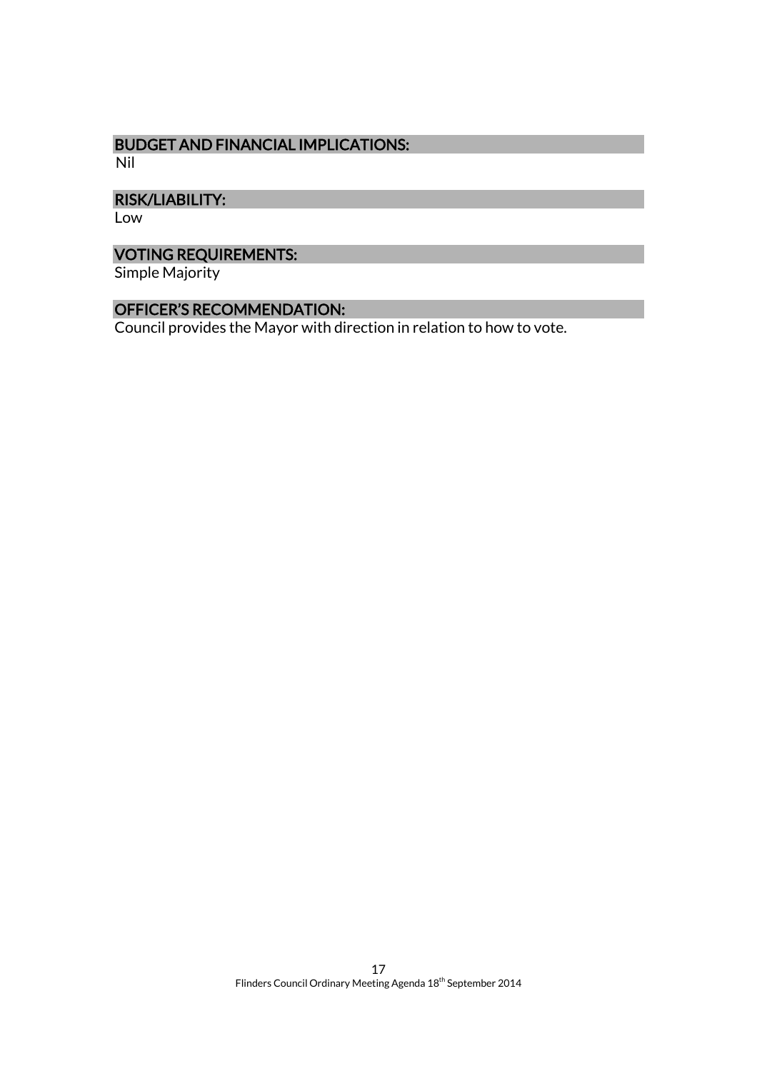## BUDGET AND FINANCIAL IMPLICATIONS:

Nil

## RISK/LIABILITY:

Low

## VOTING REQUIREMENTS:

Simple Majority

## OFFICER'S RECOMMENDATION:

Council provides the Mayor with direction in relation to how to vote.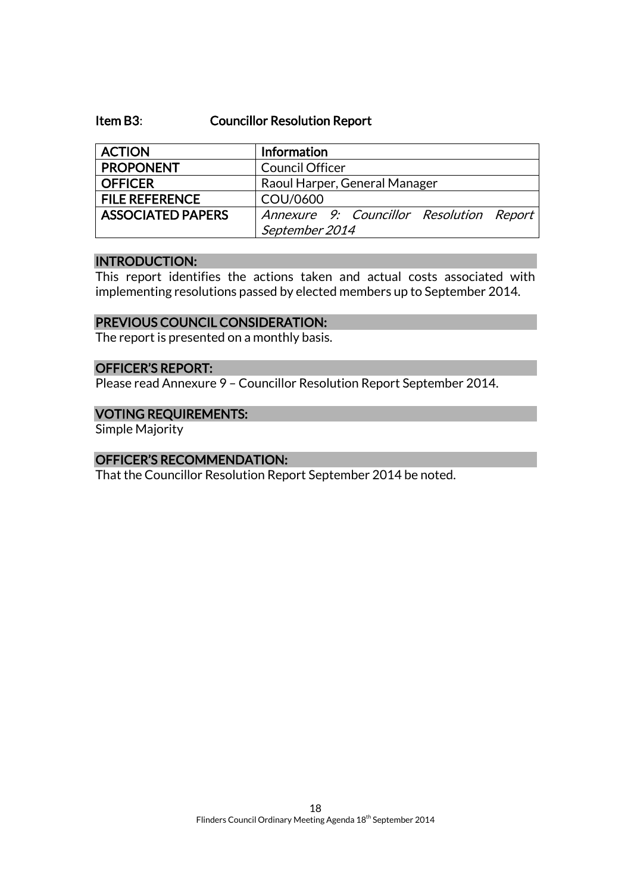### Item B3: Councillor Resolution Report

| ACTION | Information |
|---|---|
| PROPONENT | Council Officer |
| OFFICER | Raoul Harper, General Manager |
| FILE REFERENCE | COU/0600 |
| ASSOCIATED PAPERS | *Annexure 9: Councillor Resolution Report September 2014* |

#### INTRODUCTION:

This report identifies the actions taken and actual costs associated with implementing resolutions passed by elected members up to September 2014.

#### PREVIOUS COUNCIL CONSIDERATION:

The report is presented on a monthly basis.

#### OFFICER'S REPORT:

Please read Annexure 9 – Councillor Resolution Report September 2014.

#### VOTING REQUIREMENTS:

Simple Majority

#### OFFICER'S RECOMMENDATION:

That the Councillor Resolution Report September 2014 be noted.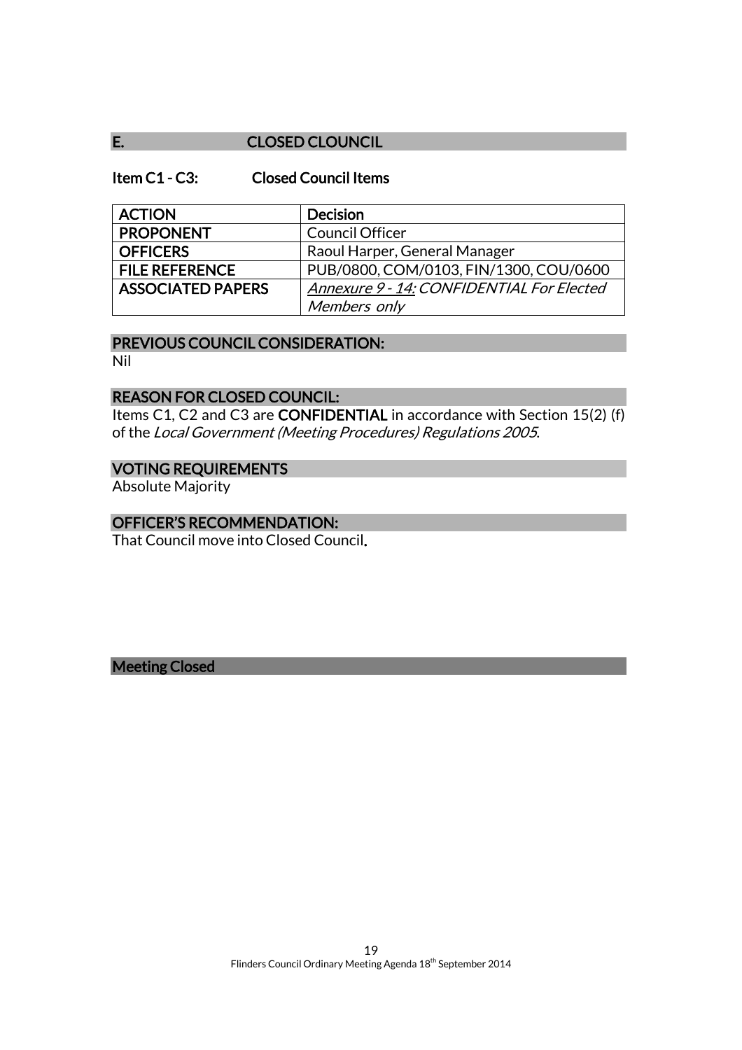## E. CLOSED CLOUNCIL

### Item C1 - C3: Closed Council Items

| | |
|---|---|
| **ACTION** | **Decision** |
| **PROPONENT** | Council Officer |
| **OFFICERS** | Raoul Harper, General Manager |
| **FILE REFERENCE** | PUB/0800, COM/0103, FIN/1300, COU/0600 |
| **ASSOCIATED PAPERS** | *Annexure 9 - 14: CONFIDENTIAL For Elected Members only* |

**PREVIOUS COUNCIL CONSIDERATION:**

Nil

**REASON FOR CLOSED COUNCIL:**

Items C1, C2 and C3 are **CONFIDENTIAL** in accordance with Section 15(2) (f) of the *Local Government (Meeting Procedures) Regulations 2005*.

**VOTING REQUIREMENTS**

Absolute Majority

**OFFICER'S RECOMMENDATION:**

That Council move into Closed Council.

**Meeting Closed**